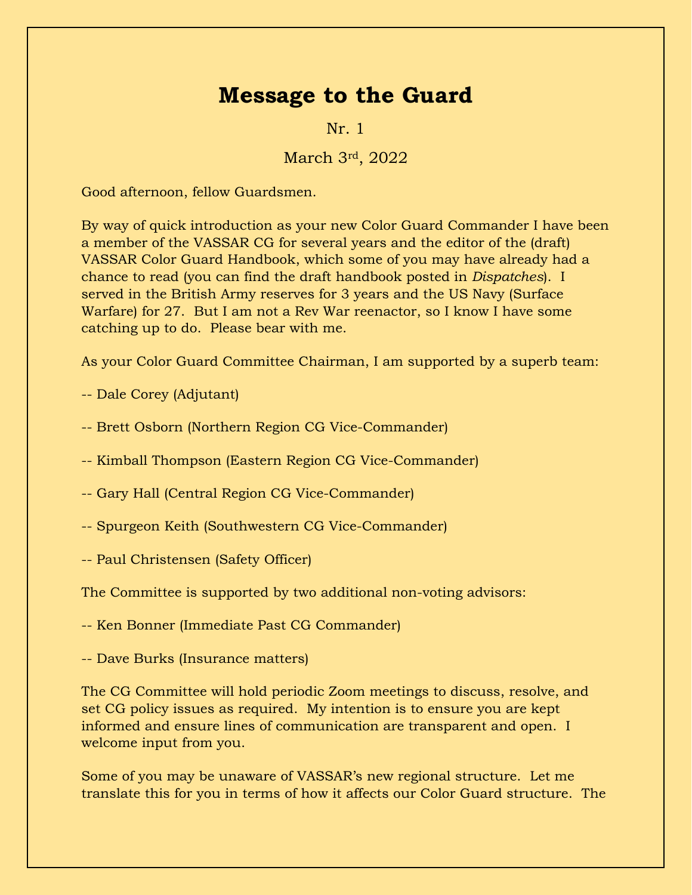# Message to the Guard

Nr. 1

March 3rd, 2022

Good afternoon, fellow Guardsmen.

By way of quick introduction as your new Color Guard Commander I have been a member of the VASSAR CG for several years and the editor of the (draft) VASSAR Color Guard Handbook, which some of you may have already had a chance to read (you can find the draft handbook posted in *Dispatches*). I served in the British Army reserves for 3 years and the US Navy (Surface Warfare) for 27. But I am not a Rev War reenactor, so I know I have some catching up to do. Please bear with me.

As your Color Guard Committee Chairman, I am supported by a superb team:

-- Dale Corey (Adjutant)

-- Brett Osborn (Northern Region CG Vice-Commander)

-- Kimball Thompson (Eastern Region CG Vice-Commander)

-- Gary Hall (Central Region CG Vice-Commander)

-- Spurgeon Keith (Southwestern CG Vice-Commander)

-- Paul Christensen (Safety Officer)

The Committee is supported by two additional non-voting advisors:

-- Ken Bonner (Immediate Past CG Commander)

-- Dave Burks (Insurance matters)

The CG Committee will hold periodic Zoom meetings to discuss, resolve, and set CG policy issues as required. My intention is to ensure you are kept informed and ensure lines of communication are transparent and open. I welcome input from you.

Some of you may be unaware of VASSAR's new regional structure. Let me translate this for you in terms of how it affects our Color Guard structure. The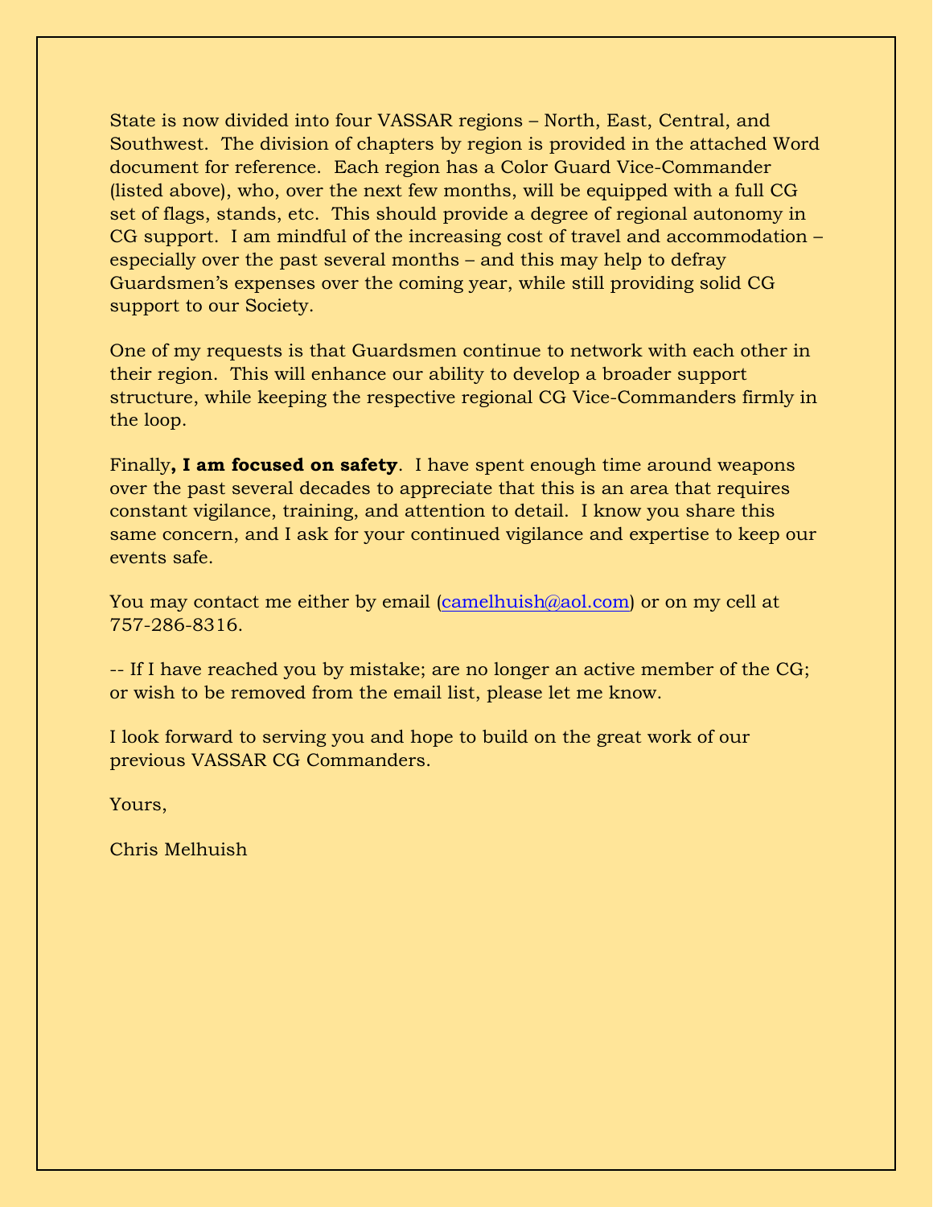State is now divided into four VASSAR regions – North, East, Central, and Southwest. The division of chapters by region is provided in the attached Word document for reference. Each region has a Color Guard Vice-Commander (listed above), who, over the next few months, will be equipped with a full CG set of flags, stands, etc. This should provide a degree of regional autonomy in CG support. I am mindful of the increasing cost of travel and accommodation – especially over the past several months – and this may help to defray Guardsmen's expenses over the coming year, while still providing solid CG support to our Society.

One of my requests is that Guardsmen continue to network with each other in their region. This will enhance our ability to develop a broader support structure, while keeping the respective regional CG Vice-Commanders firmly in the loop.

Finally**, I am focused on safety**. I have spent enough time around weapons over the past several decades to appreciate that this is an area that requires constant vigilance, training, and attention to detail. I know you share this same concern, and I ask for your continued vigilance and expertise to keep our events safe.

You may contact me either by email (camelhuish@aol.com) or on my cell at 757-286-8316.

-- If I have reached you by mistake; are no longer an active member of the CG; or wish to be removed from the email list, please let me know.

I look forward to serving you and hope to build on the great work of our previous VASSAR CG Commanders.

Yours,

Chris Melhuish